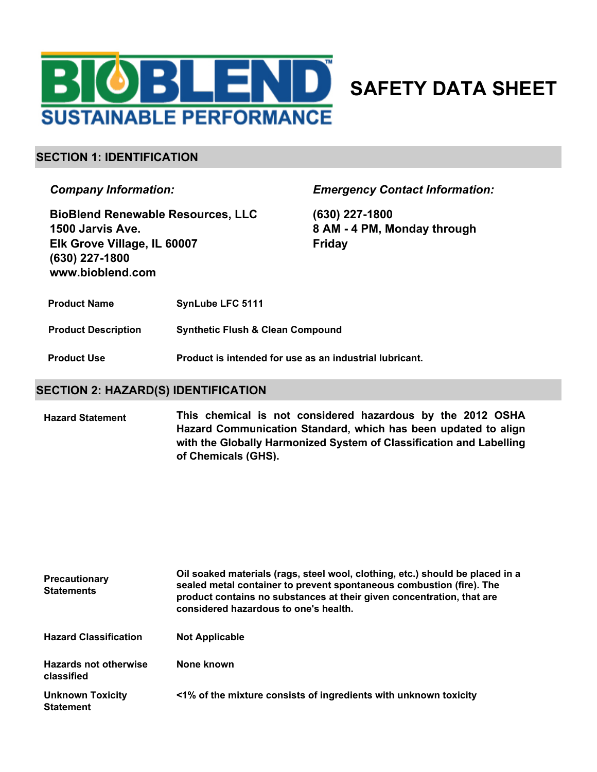BIOBLEND™ SUSTAINABLE PERFORMANCE

# SAFETY DATA SHEET

## SECTION 1: IDENTIFICATION

***Company Information:***

**BioBlend Renewable Resources, LLC**
**1500 Jarvis Ave.**
**Elk Grove Village, IL 60007**
**(630) 227-1800**
**www.bioblend.com**

***Emergency Contact Information:***

**(630) 227-1800**
**8 AM - 4 PM, Monday through Friday**

| | |
|---|---|
| **Product Name** | **SynLube LFC 5111** |
| **Product Description** | **Synthetic Flush & Clean Compound** |
| **Product Use** | **Product is intended for use as an industrial lubricant.** |

## SECTION 2: HAZARD(S) IDENTIFICATION

| | |
|---|---|
| **Hazard Statement** | **This chemical is not considered hazardous by the 2012 OSHA Hazard Communication Standard, which has been updated to align with the Globally Harmonized System of Classification and Labelling of Chemicals (GHS).** |
| **Precautionary Statements** | **Oil soaked materials (rags, steel wool, clothing, etc.) should be placed in a sealed metal container to prevent spontaneous combustion (fire). The product contains no substances at their given concentration, that are considered hazardous to one's health.** |
| **Hazard Classification** | **Not Applicable** |
| **Hazards not otherwise classified** | **None known** |
| **Unknown Toxicity Statement** | **<1% of the mixture consists of ingredients with unknown toxicity** |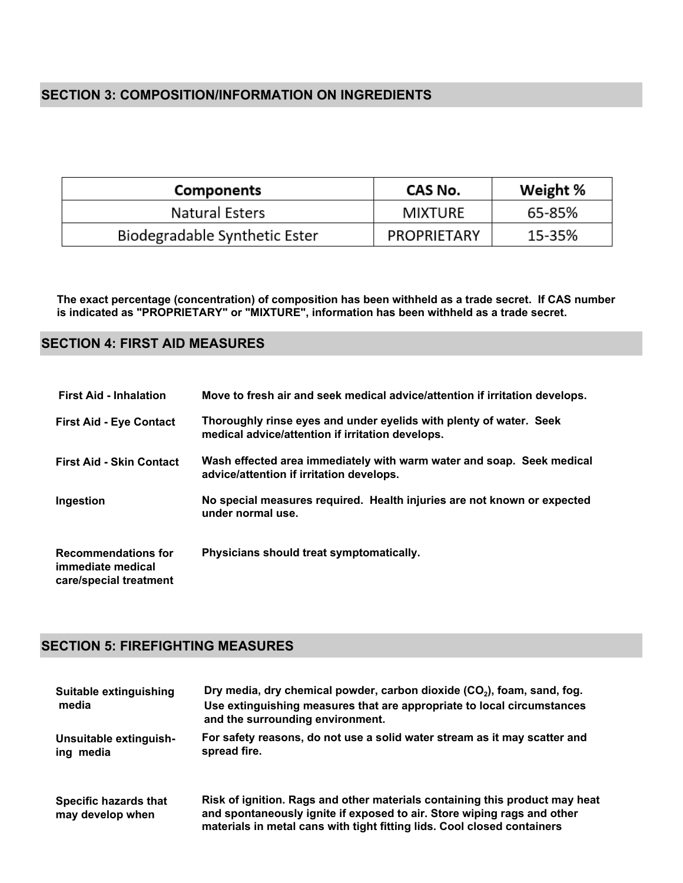## SECTION 3: COMPOSITION/INFORMATION ON INGREDIENTS

| Components | CAS No. | Weight % |
|---|---|---|
| Natural Esters | MIXTURE | 65-85% |
| Biodegradable Synthetic Ester | PROPRIETARY | 15-35% |

**The exact percentage (concentration) of composition has been withheld as a trade secret. If CAS number is indicated as "PROPRIETARY" or "MIXTURE", information has been withheld as a trade secret.**

## SECTION 4: FIRST AID MEASURES

**First Aid - Inhalation**: **Move to fresh air and seek medical advice/attention if irritation develops.**

**First Aid - Eye Contact**: **Thoroughly rinse eyes and under eyelids with plenty of water. Seek medical advice/attention if irritation develops.**

**First Aid - Skin Contact**: **Wash effected area immediately with warm water and soap. Seek medical advice/attention if irritation develops.**

**Ingestion**: **No special measures required. Health injuries are not known or expected under normal use.**

**Recommendations for immediate medical care/special treatment**: **Physicians should treat symptomatically.**

## SECTION 5: FIREFIGHTING MEASURES

**Suitable extinguishing media**: **Dry media, dry chemical powder, carbon dioxide ($CO_2$), foam, sand, fog. Use extinguishing measures that are appropriate to local circumstances and the surrounding environment.**

**Unsuitable extinguishing media**: **For safety reasons, do not use a solid water stream as it may scatter and spread fire.**

**Specific hazards that may develop when**: **Risk of ignition. Rags and other materials containing this product may heat and spontaneously ignite if exposed to air. Store wiping rags and other materials in metal cans with tight fitting lids. Cool closed containers**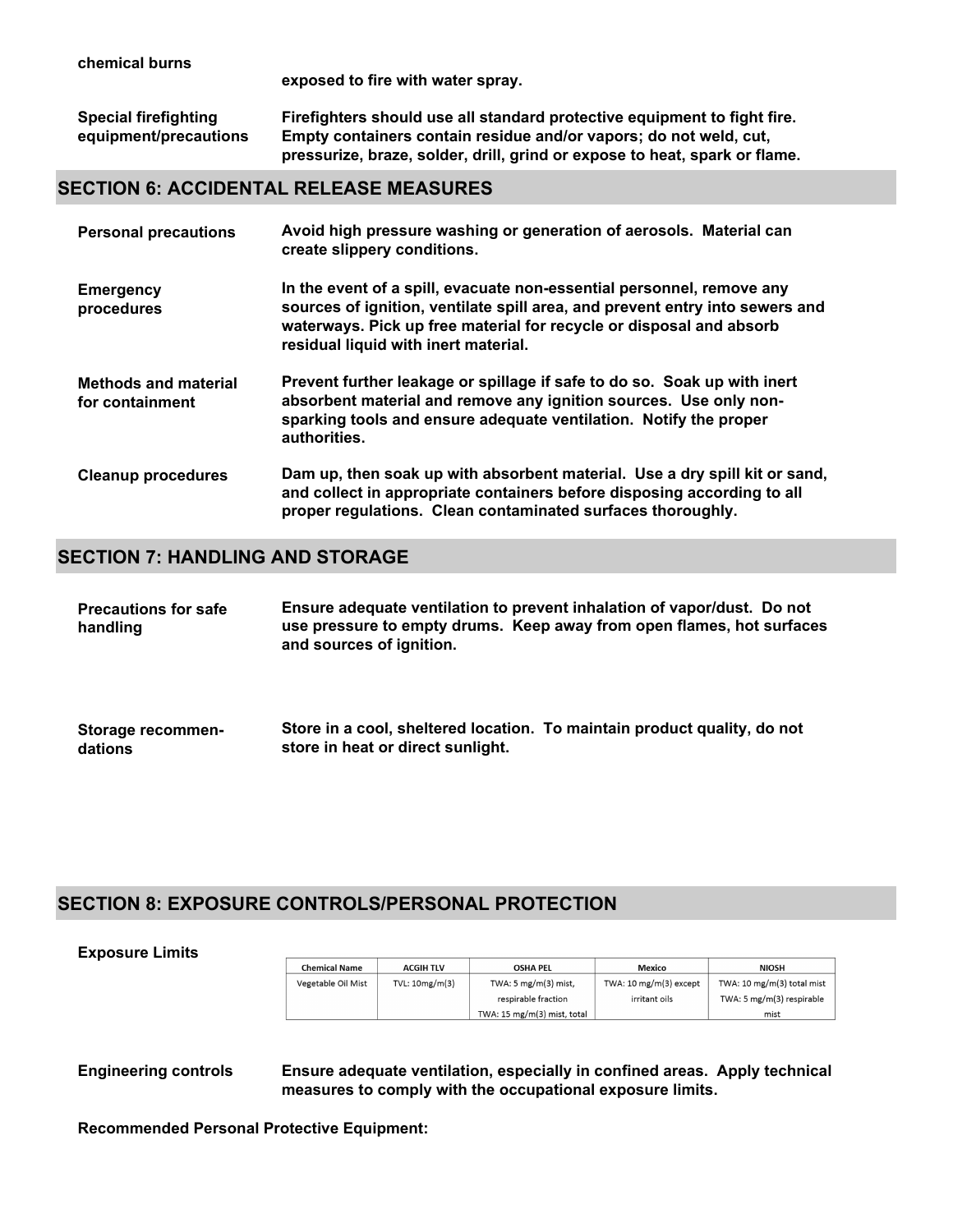**chemical burns** exposed to fire with water spray.

**Special firefighting equipment/precautions**
Firefighters should use all standard protective equipment to fight fire. Empty containers contain residue and/or vapors; do not weld, cut, pressurize, braze, solder, drill, grind or expose to heat, spark or flame.

## SECTION 6: ACCIDENTAL RELEASE MEASURES

**Personal precautions**
Avoid high pressure washing or generation of aerosols. Material can create slippery conditions.

**Emergency procedures**
In the event of a spill, evacuate non-essential personnel, remove any sources of ignition, ventilate spill area, and prevent entry into sewers and waterways. Pick up free material for recycle or disposal and absorb residual liquid with inert material.

**Methods and material for containment**
Prevent further leakage or spillage if safe to do so. Soak up with inert absorbent material and remove any ignition sources. Use only non-sparking tools and ensure adequate ventilation. Notify the proper authorities.

**Cleanup procedures**
Dam up, then soak up with absorbent material. Use a dry spill kit or sand, and collect in appropriate containers before disposing according to all proper regulations. Clean contaminated surfaces thoroughly.

## SECTION 7: HANDLING AND STORAGE

**Precautions for safe handling**
Ensure adequate ventilation to prevent inhalation of vapor/dust. Do not use pressure to empty drums. Keep away from open flames, hot surfaces and sources of ignition.

**Storage recommendations**
Store in a cool, sheltered location. To maintain product quality, do not store in heat or direct sunlight.

## SECTION 8: EXPOSURE CONTROLS/PERSONAL PROTECTION

**Exposure Limits**

| Chemical Name | ACGIH TLV | OSHA PEL | Mexico | NIOSH |
|---|---|---|---|---|
| Vegetable Oil Mist | TVL: 10mg/m(3) | TWA: 5 mg/m(3) mist, respirable fraction TWA: 15 mg/m(3) mist, total | TWA: 10 mg/m(3) except irritant oils | TWA: 10 mg/m(3) total mist TWA: 5 mg/m(3) respirable mist |

**Engineering controls**
Ensure adequate ventilation, especially in confined areas. Apply technical measures to comply with the occupational exposure limits.

**Recommended Personal Protective Equipment:**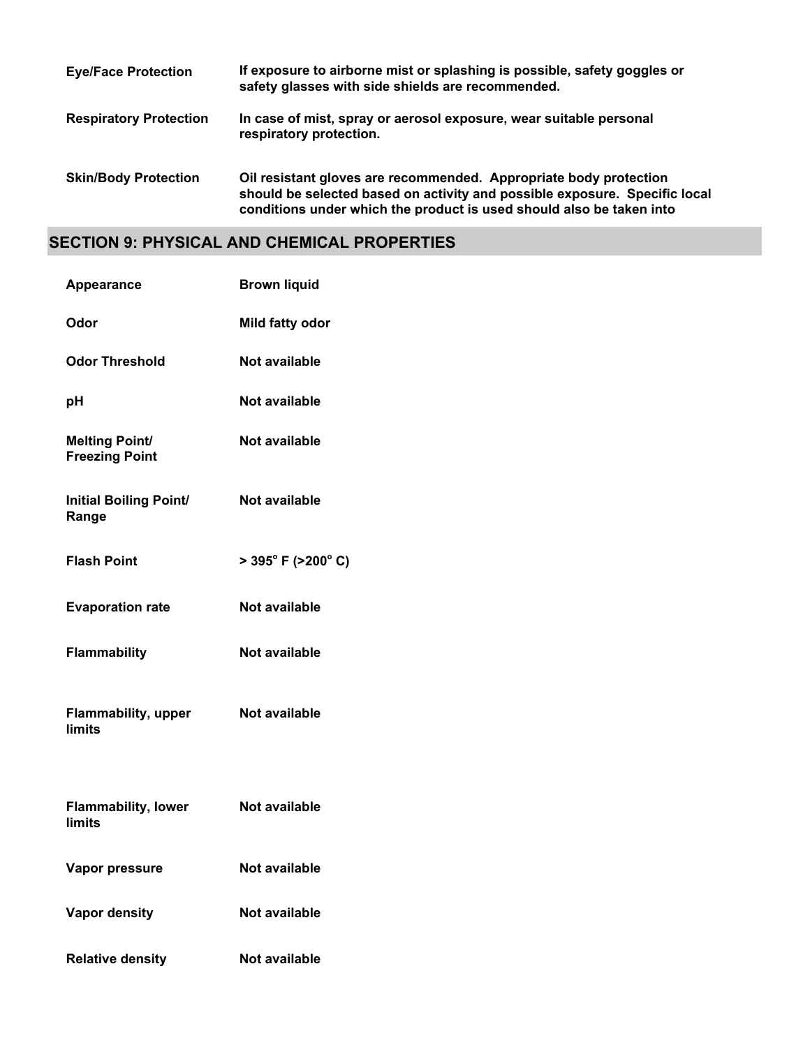| | |
|---|---|
| **Eye/Face Protection** | **If exposure to airborne mist or splashing is possible, safety goggles or safety glasses with side shields are recommended.** |
| **Respiratory Protection** | **In case of mist, spray or aerosol exposure, wear suitable personal respiratory protection.** |
| **Skin/Body Protection** | **Oil resistant gloves are recommended. Appropriate body protection should be selected based on activity and possible exposure. Specific local conditions under which the product is used should also be taken into** |

## SECTION 9: PHYSICAL AND CHEMICAL PROPERTIES

| | |
|---|---|
| **Appearance** | **Brown liquid** |
| **Odor** | **Mild fatty odor** |
| **Odor Threshold** | **Not available** |
| **pH** | **Not available** |
| **Melting Point/ Freezing Point** | **Not available** |
| **Initial Boiling Point/ Range** | **Not available** |
| **Flash Point** | **> 395° F (>200° C)** |
| **Evaporation rate** | **Not available** |
| **Flammability** | **Not available** |
| **Flammability, upper limits** | **Not available** |
| **Flammability, lower limits** | **Not available** |
| **Vapor pressure** | **Not available** |
| **Vapor density** | **Not available** |
| **Relative density** | **Not available** |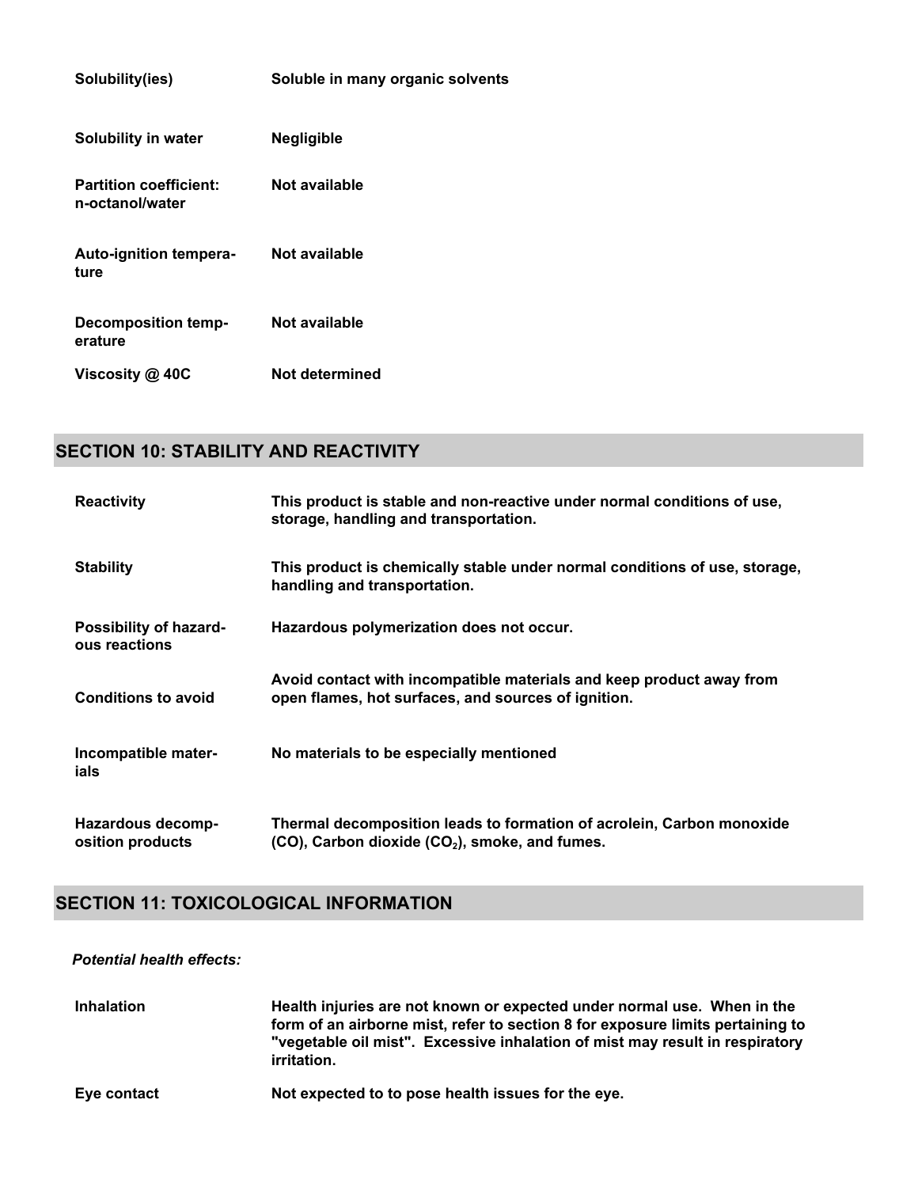| | |
|---|---|
| **Solubility(ies)** | **Soluble in many organic solvents** |
| **Solubility in water** | **Negligible** |
| **Partition coefficient: n-octanol/water** | **Not available** |
| **Auto-ignition temperature** | **Not available** |
| **Decomposition temperature** | **Not available** |
| **Viscosity @ 40C** | **Not determined** |

## SECTION 10: STABILITY AND REACTIVITY

| | |
|---|---|
| **Reactivity** | **This product is stable and non-reactive under normal conditions of use, storage, handling and transportation.** |
| **Stability** | **This product is chemically stable under normal conditions of use, storage, handling and transportation.** |
| **Possibility of hazardous reactions** | **Hazardous polymerization does not occur.** |
| **Conditions to avoid** | **Avoid contact with incompatible materials and keep product away from open flames, hot surfaces, and sources of ignition.** |
| **Incompatible materials** | **No materials to be especially mentioned** |
| **Hazardous decomposition products** | **Thermal decomposition leads to formation of acrolein, Carbon monoxide (CO), Carbon dioxide ($CO_2$), smoke, and fumes.** |

## SECTION 11: TOXICOLOGICAL INFORMATION

***Potential health effects:***

| | |
|---|---|
| **Inhalation** | **Health injuries are not known or expected under normal use. When in the form of an airborne mist, refer to section 8 for exposure limits pertaining to "vegetable oil mist". Excessive inhalation of mist may result in respiratory irritation.** |
| **Eye contact** | **Not expected to to pose health issues for the eye.** |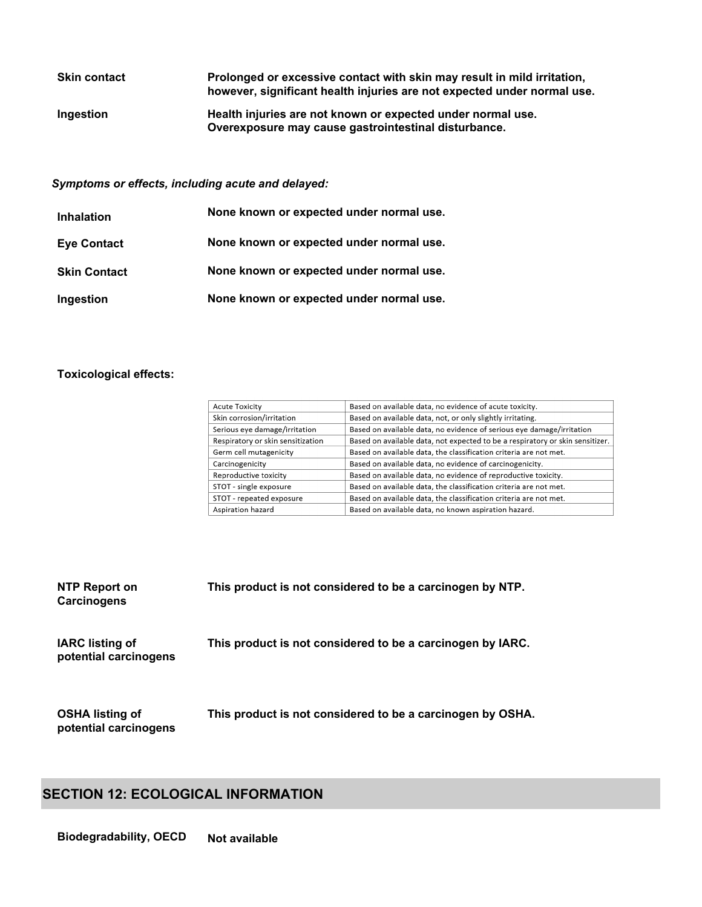| | |
|---|---|
| **Skin contact** | **Prolonged or excessive contact with skin may result in mild irritation, however, significant health injuries are not expected under normal use.** |
| **Ingestion** | **Health injuries are not known or expected under normal use. Overexposure may cause gastrointestinal disturbance.** |

***Symptoms or effects, including acute and delayed:***

| | |
|---|---|
| **Inhalation** | **None known or expected under normal use.** |
| **Eye Contact** | **None known or expected under normal use.** |
| **Skin Contact** | **None known or expected under normal use.** |
| **Ingestion** | **None known or expected under normal use.** |

**Toxicological effects:**

| | |
|---|---|
| Acute Toxicity | Based on available data, no evidence of acute toxicity. |
| Skin corrosion/irritation | Based on available data, not, or only slightly irritating. |
| Serious eye damage/irritation | Based on available data, no evidence of serious eye damage/irritation |
| Respiratory or skin sensitization | Based on available data, not expected to be a respiratory or skin sensitizer. |
| Germ cell mutagenicity | Based on available data, the classification criteria are not met. |
| Carcinogenicity | Based on available data, no evidence of carcinogenicity. |
| Reproductive toxicity | Based on available data, no evidence of reproductive toxicity. |
| STOT - single exposure | Based on available data, the classification criteria are not met. |
| STOT - repeated exposure | Based on available data, the classification criteria are not met. |
| Aspiration hazard | Based on available data, no known aspiration hazard. |

| | |
|---|---|
| **NTP Report on Carcinogens** | **This product is not considered to be a carcinogen by NTP.** |
| **IARC listing of potential carcinogens** | **This product is not considered to be a carcinogen by IARC.** |
| **OSHA listing of potential carcinogens** | **This product is not considered to be a carcinogen by OSHA.** |

## SECTION 12: ECOLOGICAL INFORMATION

| | |
|---|---|
| **Biodegradability, OECD** | **Not available** |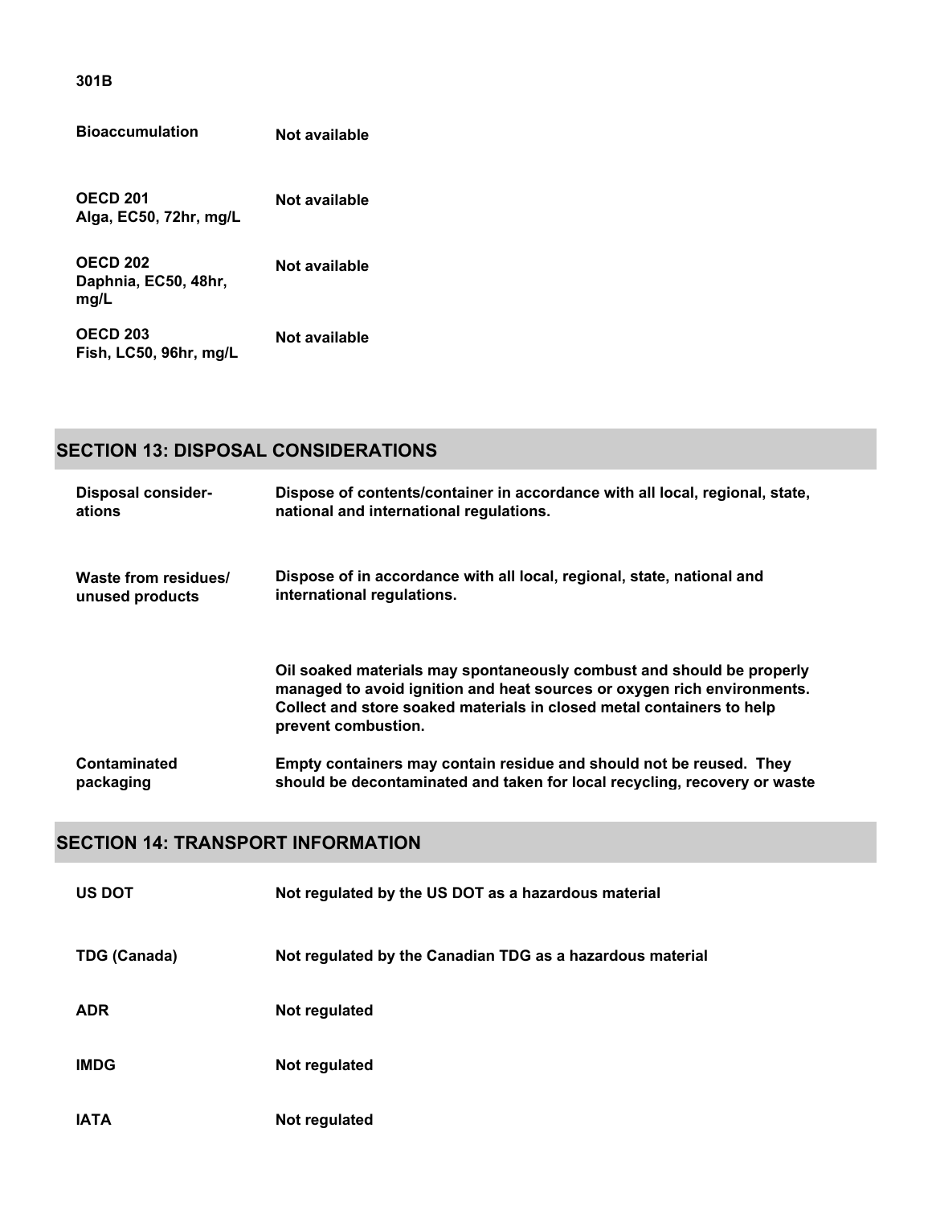| | |
|---|---|
| 301B | |
| Bioaccumulation | Not available |
| OECD 201<br>Alga, EC50, 72hr, mg/L | Not available |
| OECD 202<br>Daphnia, EC50, 48hr, mg/L | Not available |
| OECD 203<br>Fish, LC50, 96hr, mg/L | Not available |

## SECTION 13: DISPOSAL CONSIDERATIONS

| | |
|---|---|
| Disposal considerations | Dispose of contents/container in accordance with all local, regional, state, national and international regulations. |
| Waste from residues/ unused products | Dispose of in accordance with all local, regional, state, national and international regulations.<br><br>Oil soaked materials may spontaneously combust and should be properly managed to avoid ignition and heat sources or oxygen rich environments. Collect and store soaked materials in closed metal containers to help prevent combustion. |
| Contaminated packaging | Empty containers may contain residue and should not be reused. They should be decontaminated and taken for local recycling, recovery or waste |

## SECTION 14: TRANSPORT INFORMATION

| | |
|---|---|
| US DOT | Not regulated by the US DOT as a hazardous material |
| TDG (Canada) | Not regulated by the Canadian TDG as a hazardous material |
| ADR | Not regulated |
| IMDG | Not regulated |
| IATA | Not regulated |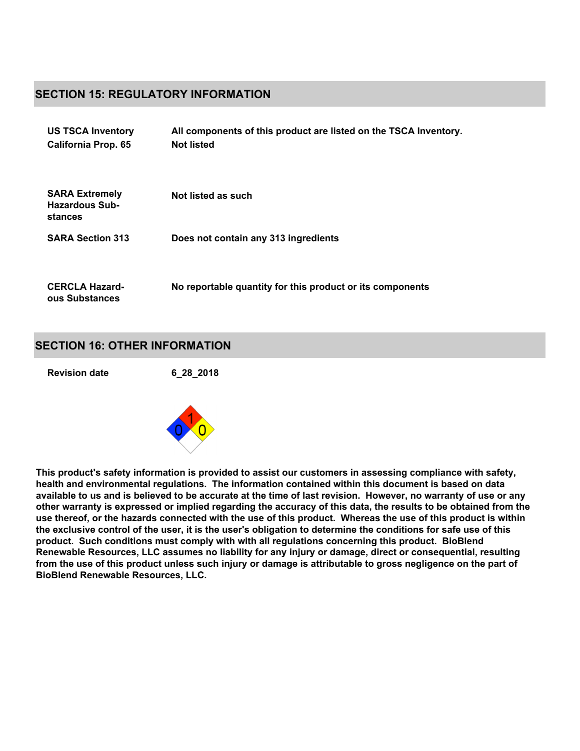## SECTION 15: REGULATORY INFORMATION

| | |
|---|---|
| **US TSCA Inventory** | **All components of this product are listed on the TSCA Inventory.** |
| **California Prop. 65** | **Not listed** |
| **SARA Extremely Hazardous Substances** | **Not listed as such** |
| **SARA Section 313** | **Does not contain any 313 ingredients** |
| **CERCLA Hazardous Substances** | **No reportable quantity for this product or its components** |

## SECTION 16: OTHER INFORMATION

**Revision date** **6_28_2018**

1

0 0

**This product's safety information is provided to assist our customers in assessing compliance with safety, health and environmental regulations. The information contained within this document is based on data available to us and is believed to be accurate at the time of last revision. However, no warranty of use or any other warranty is expressed or implied regarding the accuracy of this data, the results to be obtained from the use thereof, or the hazards connected with the use of this product. Whereas the use of this product is within the exclusive control of the user, it is the user's obligation to determine the conditions for safe use of this product. Such conditions must comply with with all regulations concerning this product. BioBlend Renewable Resources, LLC assumes no liability for any injury or damage, direct or consequential, resulting from the use of this product unless such injury or damage is attributable to gross negligence on the part of BioBlend Renewable Resources, LLC.**